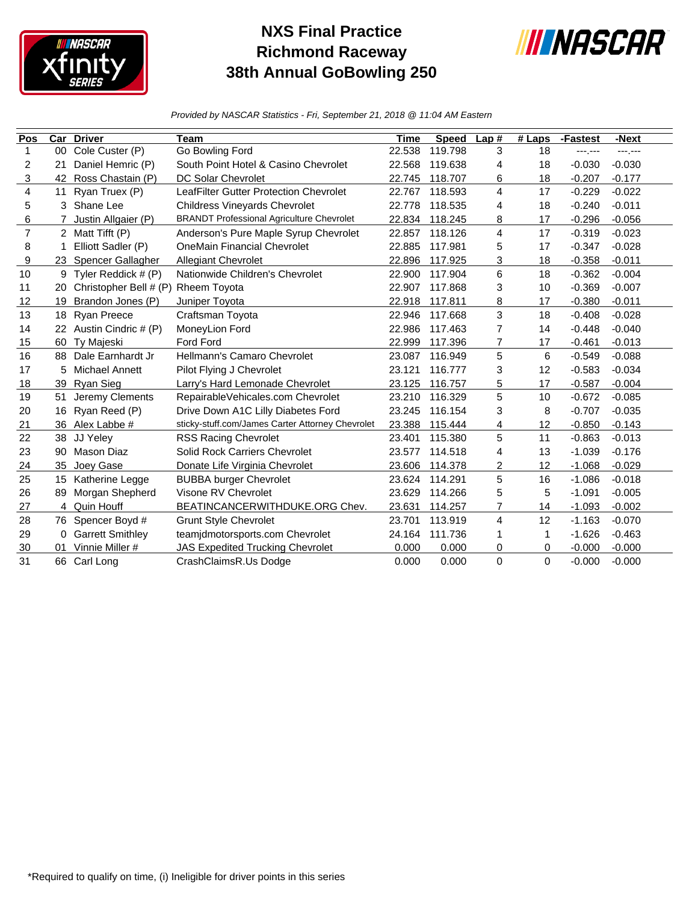# NXS Final Practice
# Richmond Raceway
# 38th Annual GoBowling 250

*Provided by NASCAR Statistics - Fri, September 21, 2018 @ 11:04 AM Eastern*

| Pos | Car | Driver | Team | Time | Speed | Lap # | # Laps | -Fastest | -Next |
|---|---|---|---|---|---|---|---|---|---|
| 1 | 00 | Cole Custer (P) | Go Bowling Ford | 22.538 | 119.798 | 3 | 18 | ---.--- | ---.--- |
| 2 | 21 | Daniel Hemric (P) | South Point Hotel & Casino Chevrolet | 22.568 | 119.638 | 4 | 18 | -0.030 | -0.030 |
| 3 | 42 | Ross Chastain (P) | DC Solar Chevrolet | 22.745 | 118.707 | 6 | 18 | -0.207 | -0.177 |
| 4 | 11 | Ryan Truex (P) | LeafFilter Gutter Protection Chevrolet | 22.767 | 118.593 | 4 | 17 | -0.229 | -0.022 |
| 5 | 3 | Shane Lee | Childress Vineyards Chevrolet | 22.778 | 118.535 | 4 | 18 | -0.240 | -0.011 |
| 6 | 7 | Justin Allgaier (P) | BRANDT Professional Agriculture Chevrolet | 22.834 | 118.245 | 8 | 17 | -0.296 | -0.056 |
| 7 | 2 | Matt Tifft (P) | Anderson's Pure Maple Syrup Chevrolet | 22.857 | 118.126 | 4 | 17 | -0.319 | -0.023 |
| 8 | 1 | Elliott Sadler (P) | OneMain Financial Chevrolet | 22.885 | 117.981 | 5 | 17 | -0.347 | -0.028 |
| 9 | 23 | Spencer Gallagher | Allegiant Chevrolet | 22.896 | 117.925 | 3 | 18 | -0.358 | -0.011 |
| 10 | 9 | Tyler Reddick # (P) | Nationwide Children's Chevrolet | 22.900 | 117.904 | 6 | 18 | -0.362 | -0.004 |
| 11 | 20 | Christopher Bell # (P) | Rheem Toyota | 22.907 | 117.868 | 3 | 10 | -0.369 | -0.007 |
| 12 | 19 | Brandon Jones (P) | Juniper Toyota | 22.918 | 117.811 | 8 | 17 | -0.380 | -0.011 |
| 13 | 18 | Ryan Preece | Craftsman Toyota | 22.946 | 117.668 | 3 | 18 | -0.408 | -0.028 |
| 14 | 22 | Austin Cindric # (P) | MoneyLion Ford | 22.986 | 117.463 | 7 | 14 | -0.448 | -0.040 |
| 15 | 60 | Ty Majeski | Ford Ford | 22.999 | 117.396 | 7 | 17 | -0.461 | -0.013 |
| 16 | 88 | Dale Earnhardt Jr | Hellmann's Camaro Chevrolet | 23.087 | 116.949 | 5 | 6 | -0.549 | -0.088 |
| 17 | 5 | Michael Annett | Pilot Flying J Chevrolet | 23.121 | 116.777 | 3 | 12 | -0.583 | -0.034 |
| 18 | 39 | Ryan Sieg | Larry's Hard Lemonade Chevrolet | 23.125 | 116.757 | 5 | 17 | -0.587 | -0.004 |
| 19 | 51 | Jeremy Clements | RepairableVehicales.com Chevrolet | 23.210 | 116.329 | 5 | 10 | -0.672 | -0.085 |
| 20 | 16 | Ryan Reed (P) | Drive Down A1C Lilly Diabetes Ford | 23.245 | 116.154 | 3 | 8 | -0.707 | -0.035 |
| 21 | 36 | Alex Labbe # | sticky-stuff.com/James Carter Attorney Chevrolet | 23.388 | 115.444 | 4 | 12 | -0.850 | -0.143 |
| 22 | 38 | JJ Yeley | RSS Racing Chevrolet | 23.401 | 115.380 | 5 | 11 | -0.863 | -0.013 |
| 23 | 90 | Mason Diaz | Solid Rock Carriers Chevrolet | 23.577 | 114.518 | 4 | 13 | -1.039 | -0.176 |
| 24 | 35 | Joey Gase | Donate Life Virginia Chevrolet | 23.606 | 114.378 | 2 | 12 | -1.068 | -0.029 |
| 25 | 15 | Katherine Legge | BUBBA burger Chevrolet | 23.624 | 114.291 | 5 | 16 | -1.086 | -0.018 |
| 26 | 89 | Morgan Shepherd | Visone RV Chevrolet | 23.629 | 114.266 | 5 | 5 | -1.091 | -0.005 |
| 27 | 4 | Quin Houff | BEATINCANCERWITHDUKE.ORG Chev. | 23.631 | 114.257 | 7 | 14 | -1.093 | -0.002 |
| 28 | 76 | Spencer Boyd # | Grunt Style Chevrolet | 23.701 | 113.919 | 4 | 12 | -1.163 | -0.070 |
| 29 | 0 | Garrett Smithley | teamjdmotorsports.com Chevrolet | 24.164 | 111.736 | 1 | 1 | -1.626 | -0.463 |
| 30 | 01 | Vinnie Miller # | JAS Expedited Trucking Chevrolet | 0.000 | 0.000 | 0 | 0 | -0.000 | -0.000 |
| 31 | 66 | Carl Long | CrashClaimsR.Us Dodge | 0.000 | 0.000 | 0 | 0 | -0.000 | -0.000 |

*Required to qualify on time, (i) Ineligible for driver points in this series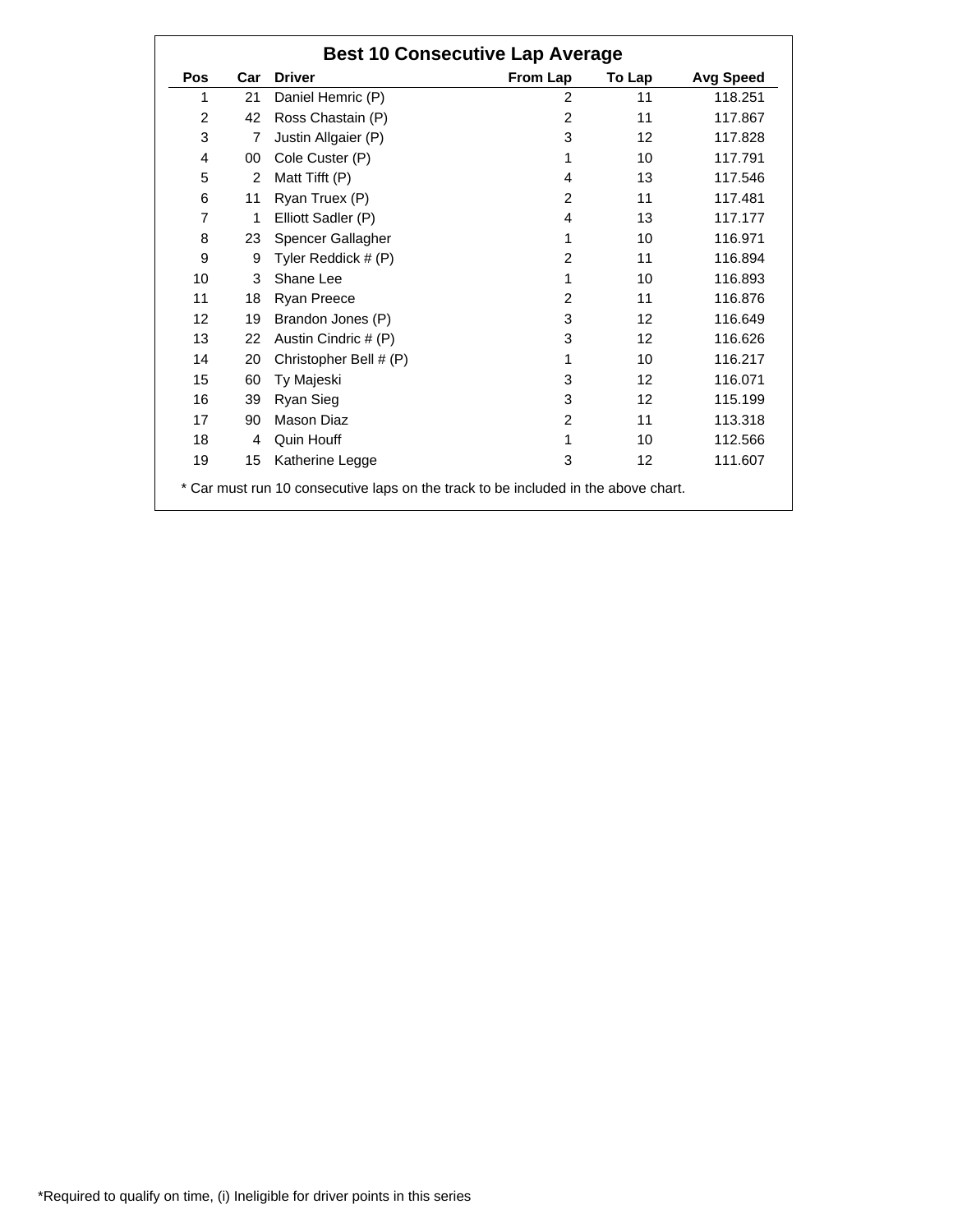## Best 10 Consecutive Lap Average

| Pos | Car | Driver | From Lap | To Lap | Avg Speed |
|---|---|---|---|---|---|
| 1 | 21 | Daniel Hemric (P) | 2 | 11 | 118.251 |
| 2 | 42 | Ross Chastain (P) | 2 | 11 | 117.867 |
| 3 | 7 | Justin Allgaier (P) | 3 | 12 | 117.828 |
| 4 | 00 | Cole Custer (P) | 1 | 10 | 117.791 |
| 5 | 2 | Matt Tifft (P) | 4 | 13 | 117.546 |
| 6 | 11 | Ryan Truex (P) | 2 | 11 | 117.481 |
| 7 | 1 | Elliott Sadler (P) | 4 | 13 | 117.177 |
| 8 | 23 | Spencer Gallagher | 1 | 10 | 116.971 |
| 9 | 9 | Tyler Reddick # (P) | 2 | 11 | 116.894 |
| 10 | 3 | Shane Lee | 1 | 10 | 116.893 |
| 11 | 18 | Ryan Preece | 2 | 11 | 116.876 |
| 12 | 19 | Brandon Jones (P) | 3 | 12 | 116.649 |
| 13 | 22 | Austin Cindric # (P) | 3 | 12 | 116.626 |
| 14 | 20 | Christopher Bell # (P) | 1 | 10 | 116.217 |
| 15 | 60 | Ty Majeski | 3 | 12 | 116.071 |
| 16 | 39 | Ryan Sieg | 3 | 12 | 115.199 |
| 17 | 90 | Mason Diaz | 2 | 11 | 113.318 |
| 18 | 4 | Quin Houff | 1 | 10 | 112.566 |
| 19 | 15 | Katherine Legge | 3 | 12 | 111.607 |

* Car must run 10 consecutive laps on the track to be included in the above chart.

*Required to qualify on time, (i) Ineligible for driver points in this series